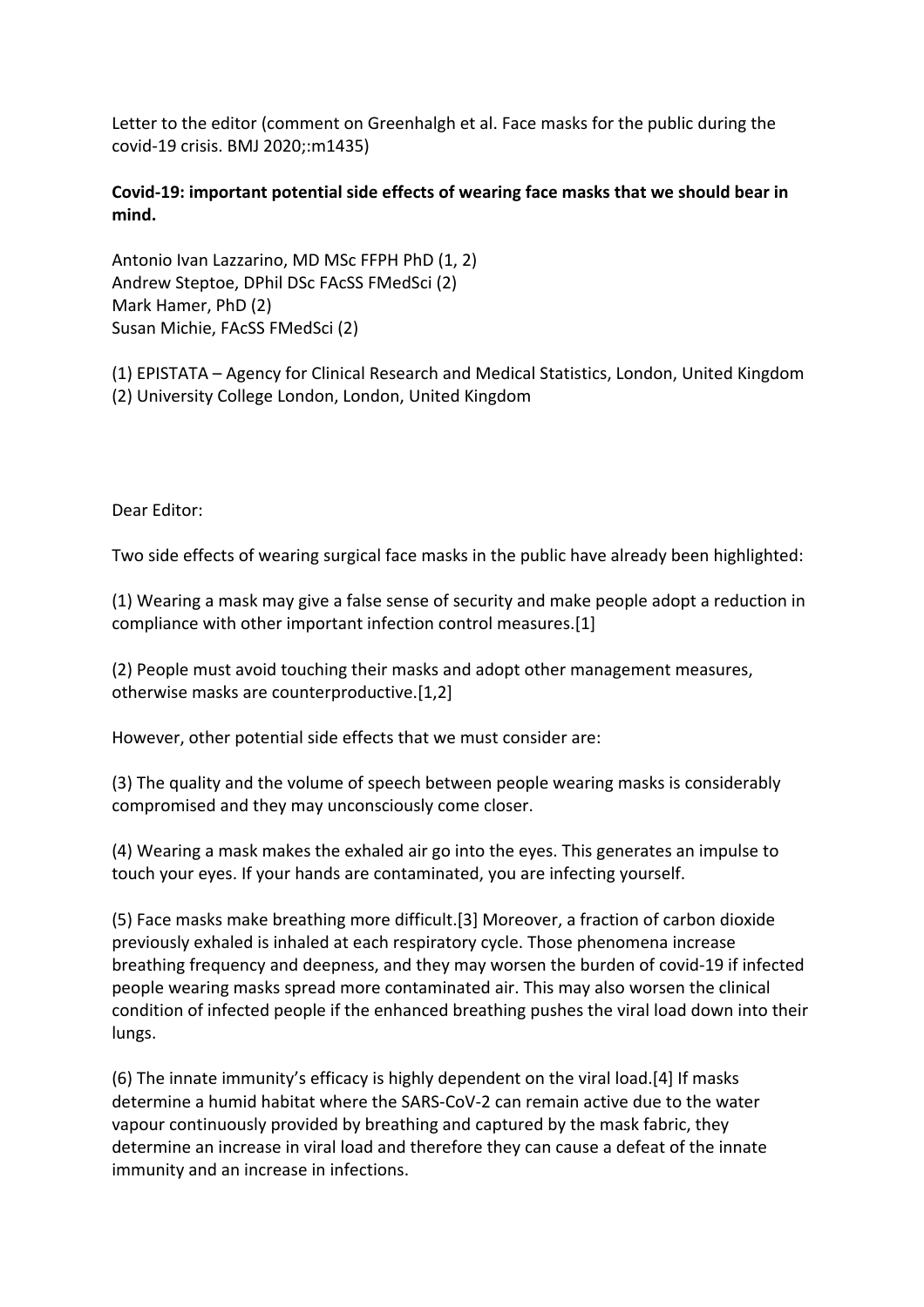Letter to the editor (comment on Greenhalgh et al. Face masks for the public during the covid-19 crisis. BMJ 2020;:m1435)

**Covid-19: important potential side effects of wearing face masks that we should bear in mind.**

Antonio Ivan Lazzarino, MD MSc FFPH PhD (1, 2)
Andrew Steptoe, DPhil DSc FAcSS FMedSci (2)
Mark Hamer, PhD (2)
Susan Michie, FAcSS FMedSci (2)

(1) EPISTATA – Agency for Clinical Research and Medical Statistics, London, United Kingdom
(2) University College London, London, United Kingdom

Dear Editor:

Two side effects of wearing surgical face masks in the public have already been highlighted:

(1) Wearing a mask may give a false sense of security and make people adopt a reduction in compliance with other important infection control measures.[1]

(2) People must avoid touching their masks and adopt other management measures, otherwise masks are counterproductive.[1,2]

However, other potential side effects that we must consider are:

(3) The quality and the volume of speech between people wearing masks is considerably compromised and they may unconsciously come closer.

(4) Wearing a mask makes the exhaled air go into the eyes. This generates an impulse to touch your eyes. If your hands are contaminated, you are infecting yourself.

(5) Face masks make breathing more difficult.[3] Moreover, a fraction of carbon dioxide previously exhaled is inhaled at each respiratory cycle. Those phenomena increase breathing frequency and deepness, and they may worsen the burden of covid-19 if infected people wearing masks spread more contaminated air. This may also worsen the clinical condition of infected people if the enhanced breathing pushes the viral load down into their lungs.

(6) The innate immunity's efficacy is highly dependent on the viral load.[4] If masks determine a humid habitat where the SARS-CoV-2 can remain active due to the water vapour continuously provided by breathing and captured by the mask fabric, they determine an increase in viral load and therefore they can cause a defeat of the innate immunity and an increase in infections.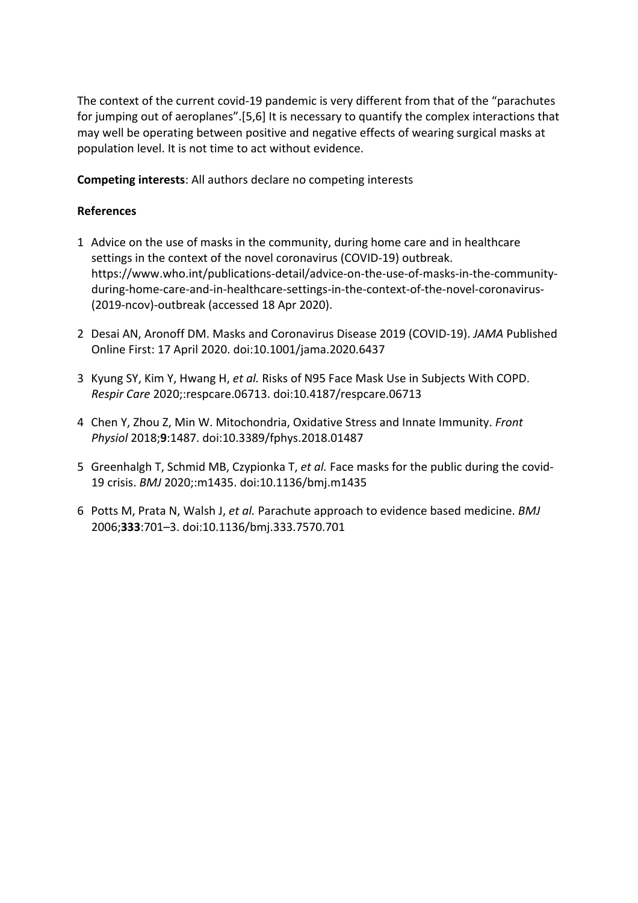The context of the current covid-19 pandemic is very different from that of the "parachutes for jumping out of aeroplanes".[5,6] It is necessary to quantify the complex interactions that may well be operating between positive and negative effects of wearing surgical masks at population level. It is not time to act without evidence.

**Competing interests**: All authors declare no competing interests

**References**

1. Advice on the use of masks in the community, during home care and in healthcare settings in the context of the novel coronavirus (COVID-19) outbreak. https://www.who.int/publications-detail/advice-on-the-use-of-masks-in-the-community-during-home-care-and-in-healthcare-settings-in-the-context-of-the-novel-coronavirus-(2019-ncov)-outbreak (accessed 18 Apr 2020).

2. Desai AN, Aronoff DM. Masks and Coronavirus Disease 2019 (COVID-19). *JAMA* Published Online First: 17 April 2020. doi:10.1001/jama.2020.6437

3. Kyung SY, Kim Y, Hwang H, *et al.* Risks of N95 Face Mask Use in Subjects With COPD. *Respir Care* 2020;:respcare.06713. doi:10.4187/respcare.06713

4. Chen Y, Zhou Z, Min W. Mitochondria, Oxidative Stress and Innate Immunity. *Front Physiol* 2018;**9**:1487. doi:10.3389/fphys.2018.01487

5. Greenhalgh T, Schmid MB, Czypionka T, *et al.* Face masks for the public during the covid-19 crisis. *BMJ* 2020;:m1435. doi:10.1136/bmj.m1435

6. Potts M, Prata N, Walsh J, *et al.* Parachute approach to evidence based medicine. *BMJ* 2006;**333**:701–3. doi:10.1136/bmj.333.7570.701